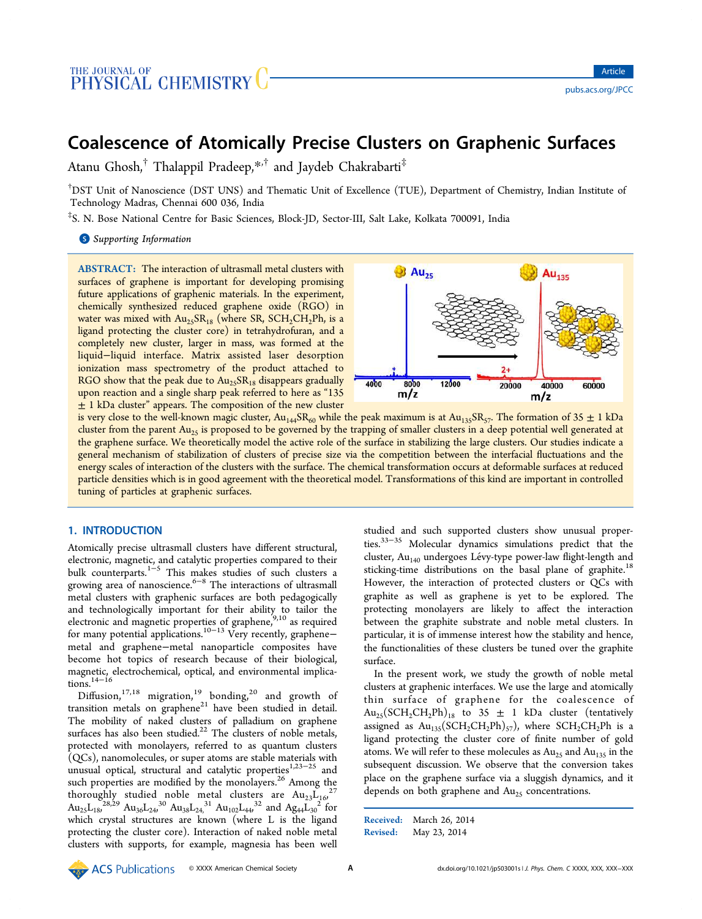# Coalescence of Atomically Precise Clusters on Graphenic Surfaces

Atanu Ghosh,[†] Thalappil Pradeep,[*,†] and Jaydeb Chakrabarti[‡]

[†]DST Unit of Nanoscience (DST UNS) and Thematic Unit of Excellence (TUE), Department of Chemistry, Indian Institute of Technology Madras, Chennai 600 036, India

[‡]S. N. Bose National Centre for Basic Sciences, Block-JD, Sector-III, Salt Lake, Kolkata 700091, India

Supporting Information

**ABSTRACT:** The interaction of ultrasmall metal clusters with surfaces of graphene is important for developing promising future applications of graphenic materials. In the experiment, chemically synthesized reduced graphene oxide (RGO) in water was mixed with $Au_{25}SR_{18}$ (where SR, $SCH_2CH_2Ph$, is a ligand protecting the cluster core) in tetrahydrofuran, and a completely new cluster, larger in mass, was formed at the liquid–liquid interface. Matrix assisted laser desorption ionization mass spectrometry of the product attached to RGO show that the peak due to $Au_{25}SR_{18}$ disappears gradually upon reaction and a single sharp peak referred to here as "135 ± 1 kDa cluster" appears. The composition of the new cluster is very close to the well-known magic cluster, $Au_{144}SR_{60}$ while the peak maximum is at $Au_{135}SR_{57}$. The formation of 35 ± 1 kDa cluster from the parent $Au_{25}$ is proposed to be governed by the trapping of smaller clusters in a deep potential well generated at the graphene surface. We theoretically model the active role of the surface in stabilizing the large clusters. Our studies indicate a general mechanism of stabilization of clusters of precise size via the competition between the interfacial fluctuations and the energy scales of interaction of the clusters with the surface. The chemical transformation occurs at deformable surfaces at reduced particle densities which is in good agreement with the theoretical model. Transformations of this kind are important in controlled tuning of particles at graphenic surfaces.

## 1. INTRODUCTION

Atomically precise ultrasmall clusters have different structural, electronic, magnetic, and catalytic properties compared to their bulk counterparts.[1−5] This makes studies of such clusters a growing area of nanoscience.[6−8] The interactions of ultrasmall metal clusters with graphenic surfaces are both pedagogically and technologically important for their ability to tailor the electronic and magnetic properties of graphene,[9,10] as required for many potential applications.[10−13] Very recently, graphene–metal and graphene–metal nanoparticle composites have become hot topics of research because of their biological, magnetic, electrochemical, optical, and environmental implications.[14−16]

Diffusion,[17,18] migration,[19] bonding,[20] and growth of transition metals on graphene[21] have been studied in detail. The mobility of naked clusters of palladium on graphene surfaces has also been studied.[22] The clusters of noble metals, protected with monolayers, referred to as quantum clusters (QCs), nanomolecules, or super atoms are stable materials with unusual optical, structural and catalytic properties[1,23−25] and such properties are modified by the monolayers.[26] Among the thoroughly studied noble metal clusters are $Au_{23}L_{16}$,[27] $Au_{25}L_{18}$,[28,29] $Au_{36}L_{24}$,[30] $Au_{38}L_{24}$,[31] $Au_{102}L_{44}$,[32] and $Ag_{44}L_{30}$[2] for which crystal structures are known (where L is the ligand protecting the cluster core). Interaction of naked noble metal clusters with supports, for example, magnesia has been well studied and such supported clusters show unusual properties.[33−35] Molecular dynamics simulations predict that the cluster, $Au_{140}$ undergoes Lévy-type power-law flight-length and sticking-time distributions on the basal plane of graphite.[18] However, the interaction of protected clusters or QCs with graphite as well as graphene is yet to be explored. The protecting monolayers are likely to affect the interaction between the graphite substrate and noble metal clusters. In particular, it is of immense interest how the stability and hence, the functionalities of these clusters be tuned over the graphite surface.

In the present work, we study the growth of noble metal clusters at graphenic interfaces. We use the large and atomically thin surface of graphene for the coalescence of $Au_{25}(SCH_2CH_2Ph)_{18}$ to 35 ± 1 kDa cluster (tentatively assigned as $Au_{135}(SCH_2CH_2Ph)_{57}$), where $SCH_2CH_2Ph$ is a ligand protecting the cluster core of finite number of gold atoms. We will refer to these molecules as $Au_{25}$ and $Au_{135}$ in the subsequent discussion. We observe that the conversion takes place on the graphene surface via a sluggish dynamics, and it depends on both graphene and $Au_{25}$ concentrations.

Received: March 26, 2014
Revised: May 23, 2014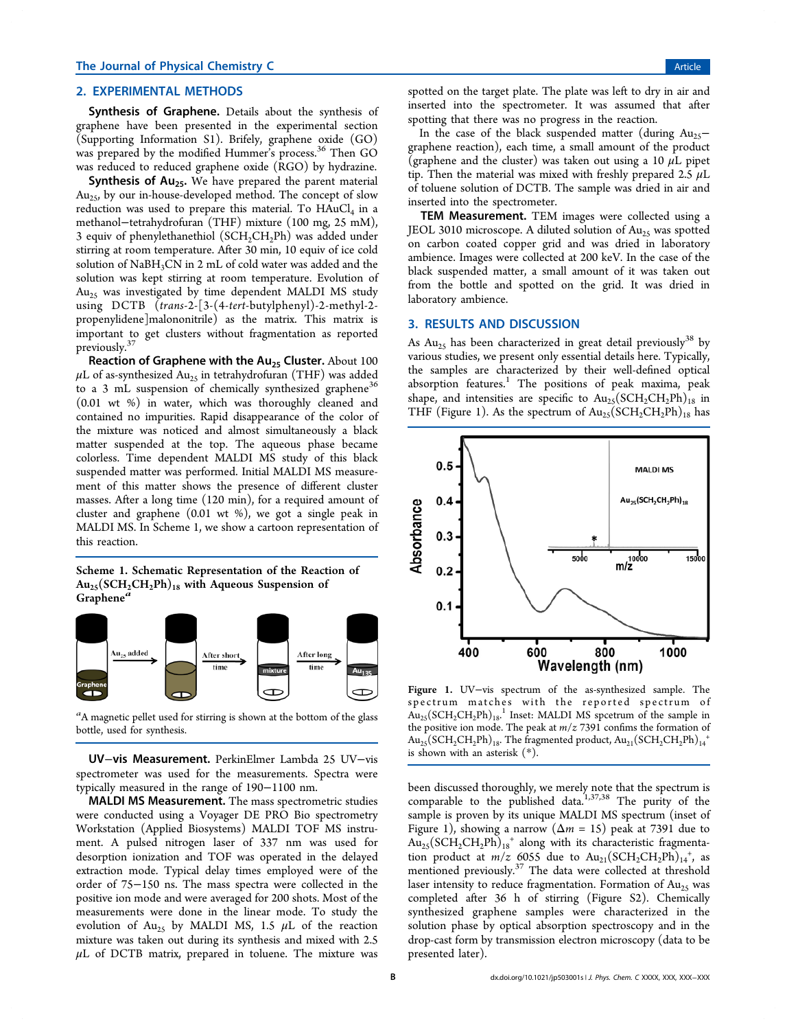## 2. EXPERIMENTAL METHODS

**Synthesis of Graphene.** Details about the synthesis of graphene have been presented in the experimental section (Supporting Information S1). Brifely, graphene oxide (GO) was prepared by the modified Hummer's process.[36] Then GO was reduced to reduced graphene oxide (RGO) by hydrazine.

**Synthesis of $Au_{25}$.** We have prepared the parent material $Au_{25}$, by our in-house-developed method. The concept of slow reduction was used to prepare this material. To $HAuCl_4$ in a methanol−tetrahydrofuran (THF) mixture (100 mg, 25 mM), 3 equiv of phenylethanethiol ($SCH_2CH_2Ph$) was added under stirring at room temperature. After 30 min, 10 equiv of ice cold solution of $NaBH_3CN$ in 2 mL of cold water was added and the solution was kept stirring at room temperature. Evolution of $Au_{25}$ was investigated by time dependent MALDI MS study using DCTB (*trans*-2-[3-(4-*tert*-butylphenyl)-2-methyl-2-propenylidene]malononitrile) as the matrix. This matrix is important to get clusters without fragmentation as reported previously.[37]

**Reaction of Graphene with the $Au_{25}$ Cluster.** About 100 $\mu$L of as-synthesized $Au_{25}$ in tetrahydrofuran (THF) was added to a 3 mL suspension of chemically synthesized graphene[36] (0.01 wt %) in water, which was thoroughly cleaned and contained no impurities. Rapid disappearance of the color of the mixture was noticed and almost simultaneously a black matter suspended at the top. The aqueous phase became colorless. Time dependent MALDI MS study of this black suspended matter was performed. Initial MALDI MS measurement of this matter shows the presence of different cluster masses. After a long time (120 min), for a required amount of cluster and graphene (0.01 wt %), we got a single peak in MALDI MS. In Scheme 1, we show a cartoon representation of this reaction.

**Scheme 1. Schematic Representation of the Reaction of $Au_{25}(SCH_2CH_2Ph)_{18}$ with Aqueous Suspension of Graphene**[a]

[a]A magnetic pellet used for stirring is shown at the bottom of the glass bottle, used for synthesis.

**UV−vis Measurement.** PerkinElmer Lambda 25 UV−vis spectrometer was used for the measurements. Spectra were typically measured in the range of 190−1100 nm.

**MALDI MS Measurement.** The mass spectrometric studies were conducted using a Voyager DE PRO Bio spectrometry Workstation (Applied Biosystems) MALDI TOF MS instrument. A pulsed nitrogen laser of 337 nm was used for desorption ionization and TOF was operated in the delayed extraction mode. Typical delay times employed were of the order of 75−150 ns. The mass spectra were collected in the positive ion mode and were averaged for 200 shots. Most of the measurements were done in the linear mode. To study the evolution of $Au_{25}$ by MALDI MS, 1.5 $\mu$L of the reaction mixture was taken out during its synthesis and mixed with 2.5 $\mu$L of DCTB matrix, prepared in toluene. The mixture was spotted on the target plate. The plate was left to dry in air and inserted into the spectrometer. It was assumed that after spotting that there was no progress in the reaction.

In the case of the black suspended matter (during $Au_{25}$−graphene reaction), each time, a small amount of the product (graphene and the cluster) was taken out using a 10 $\mu$L pipet tip. Then the material was mixed with freshly prepared 2.5 $\mu$L of toluene solution of DCTB. The sample was dried in air and inserted into the spectrometer.

**TEM Measurement.** TEM images were collected using a JEOL 3010 microscope. A diluted solution of $Au_{25}$ was spotted on carbon coated copper grid and was dried in laboratory ambience. Images were collected at 200 keV. In the case of the black suspended matter, a small amount of it was taken out from the bottle and spotted on the grid. It was dried in laboratory ambience.

## 3. RESULTS AND DISCUSSION

As $Au_{25}$ has been characterized in great detail previously[38] by various studies, we present only essential details here. Typically, the samples are characterized by their well-defined optical absorption features.[1] The positions of peak maxima, peak shape, and intensities are specific to $Au_{25}(SCH_2CH_2Ph)_{18}$ in THF (Figure 1). As the spectrum of $Au_{25}(SCH_2CH_2Ph)_{18}$ has been discussed thoroughly, we merely note that the spectrum is comparable to the published data.[1,37,38] The purity of the sample is proven by its unique MALDI MS spectrum (inset of Figure 1), showing a narrow ($\Delta m$ = 15) peak at 7391 due to $Au_{25}(SCH_2CH_2Ph)_{18}^+$ along with its characteristic fragmentation product at $m/z$ 6055 due to $Au_{21}(SCH_2CH_2Ph)_{14}^+$, as mentioned previously.[37] The data were collected at threshold laser intensity to reduce fragmentation. Formation of $Au_{25}$ was completed after 36 h of stirring (Figure S2). Chemically synthesized graphene samples were characterized in the solution phase by optical absorption spectroscopy and in the drop-cast form by transmission electron microscopy (data to be presented later).

**Figure 1.** UV−vis spectrum of the as-synthesized sample. The spectrum matches with the reported spectrum of $Au_{25}(SCH_2CH_2Ph)_{18}$.[1] Inset: MALDI MS spcetrum of the sample in the positive ion mode. The peak at $m/z$ 7391 confirms the formation of $Au_{25}(SCH_2CH_2Ph)_{18}$. The fragmented product, $Au_{21}(SCH_2CH_2Ph)_{14}^+$ is shown with an asterisk (*).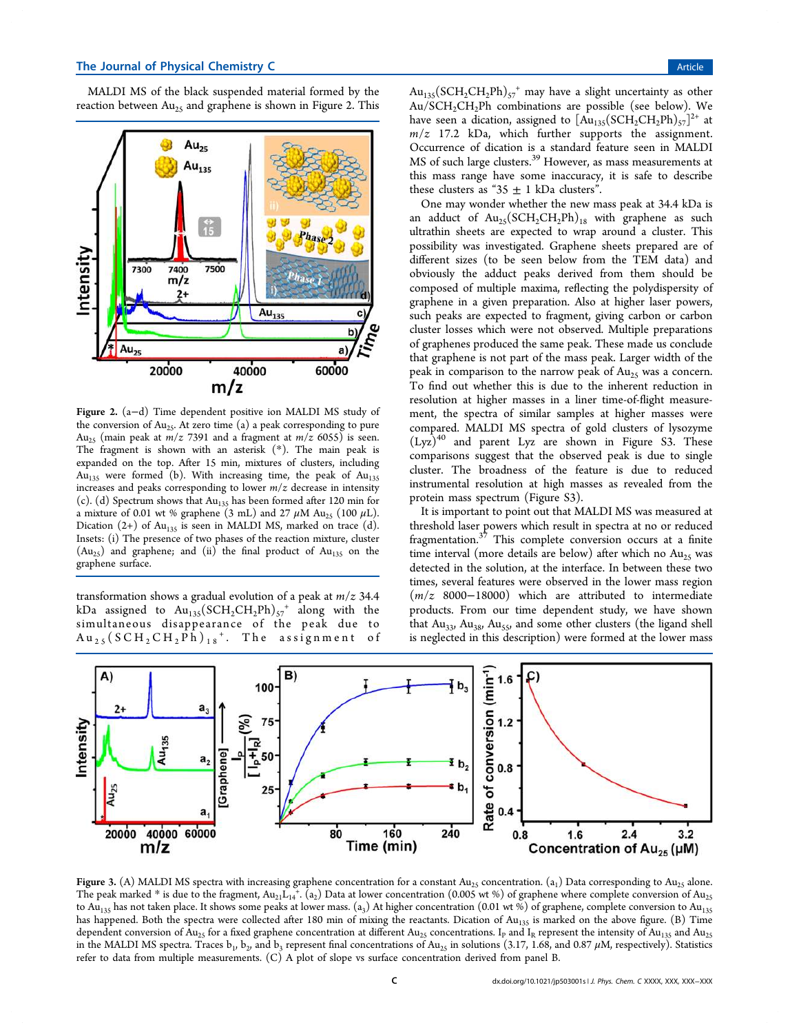MALDI MS of the black suspended material formed by the reaction between $Au_{25}$ and graphene is shown in Figure 2. This transformation shows a gradual evolution of a peak at $m/z$ 34.4 kDa assigned to $Au_{135}(SCH_2CH_2Ph)_{57}^{+}$ along with the simultaneous disappearance of the peak due to $Au_{25}(SCH_2CH_2Ph)_{18}^{+}$. The assignment of $Au_{135}(SCH_2CH_2Ph)_{57}^{+}$ may have a slight uncertainty as other Au/$SCH_2CH_2Ph$ combinations are possible (see below). We have seen a dication, assigned to $[Au_{135}(SCH_2CH_2Ph)_{57}]^{2+}$ at $m/z$ 17.2 kDa, which further supports the assignment. Occurrence of dication is a standard feature seen in MALDI MS of such large clusters.[39] However, as mass measurements at this mass range have some inaccuracy, it is safe to describe these clusters as "35 ± 1 kDa clusters".

Figure 2. (a−d) Time dependent positive ion MALDI MS study of the conversion of $Au_{25}$. At zero time (a) a peak corresponding to pure $Au_{25}$ (main peak at $m/z$ 7391 and a fragment at $m/z$ 6055) is seen. The fragment is shown with an asterisk (*). The main peak is expanded on the top. After 15 min, mixtures of clusters, including $Au_{135}$ were formed (b). With increasing time, the peak of $Au_{135}$ increases and peaks corresponding to lower $m/z$ decrease in intensity (c). (d) Spectrum shows that $Au_{135}$ has been formed after 120 min for a mixture of 0.01 wt % graphene (3 mL) and 27 μM $Au_{25}$ (100 μL). Dication (2+) of $Au_{135}$ is seen in MALDI MS, marked on trace (d). Insets: (i) The presence of two phases of the reaction mixture, cluster ($Au_{25}$) and graphene; and (ii) the final product of $Au_{135}$ on the graphene surface.

One may wonder whether the new mass peak at 34.4 kDa is an adduct of $Au_{25}(SCH_2CH_2Ph)_{18}$ with graphene as such ultrathin sheets are expected to wrap around a cluster. This possibility was investigated. Graphene sheets prepared are of different sizes (to be seen below from the TEM data) and obviously the adduct peaks derived from them should be composed of multiple maxima, reflecting the polydispersity of graphene in a given preparation. Also at higher laser powers, such peaks are expected to fragment, giving carbon or carbon cluster losses which were not observed. Multiple preparations of graphenes produced the same peak. These made us conclude that graphene is not part of the mass peak. Larger width of the peak in comparison to the narrow peak of $Au_{25}$ was a concern. To find out whether this is due to the inherent reduction in resolution at higher masses in a liner time-of-flight measurement, the spectra of similar samples at higher masses were compared. MALDI MS spectra of gold clusters of lysozyme (Lyz)[40] and parent Lyz are shown in Figure S3. These comparisons suggest that the observed peak is due to single cluster. The broadness of the feature is due to reduced instrumental resolution at high masses as revealed from the protein mass spectrum (Figure S3).

It is important to point out that MALDI MS was measured at threshold laser powers which result in spectra at no or reduced fragmentation.[37] This complete conversion occurs at a finite time interval (more details are below) after which no $Au_{25}$ was detected in the solution, at the interface. In between these two times, several features were observed in the lower mass region ($m/z$ 8000−18000) which are attributed to intermediate products. From our time dependent study, we have shown that $Au_{33}$, $Au_{38}$, $Au_{55}$, and some other clusters (the ligand shell is neglected in this description) were formed at the lower mass

Figure 3. (A) MALDI MS spectra with increasing graphene concentration for a constant $Au_{25}$ concentration. ($a_1$) Data corresponding to $Au_{25}$ alone. The peak marked * is due to the fragment, $Au_{21}L_{14}^{+}$. ($a_2$) Data at lower concentration (0.005 wt %) of graphene where complete conversion of $Au_{25}$ to $Au_{135}$ has not taken place. It shows some peaks at lower mass. ($a_3$) At higher concentration (0.01 wt %) of graphene, complete conversion to $Au_{135}$ has happened. Both the spectra were collected after 180 min of mixing the reactants. Dication of $Au_{135}$ is marked on the above figure. (B) Time dependent conversion of $Au_{25}$ for a fixed graphene concentration at different $Au_{25}$ concentrations. $I_P$ and $I_R$ represent the intensity of $Au_{135}$ and $Au_{25}$ in the MALDI MS spectra. Traces $b_1$, $b_2$, and $b_3$ represent final concentrations of $Au_{25}$ in solutions (3.17, 1.68, and 0.87 μM, respectively). Statistics refer to data from multiple measurements. (C) A plot of slope vs surface concentration derived from panel B.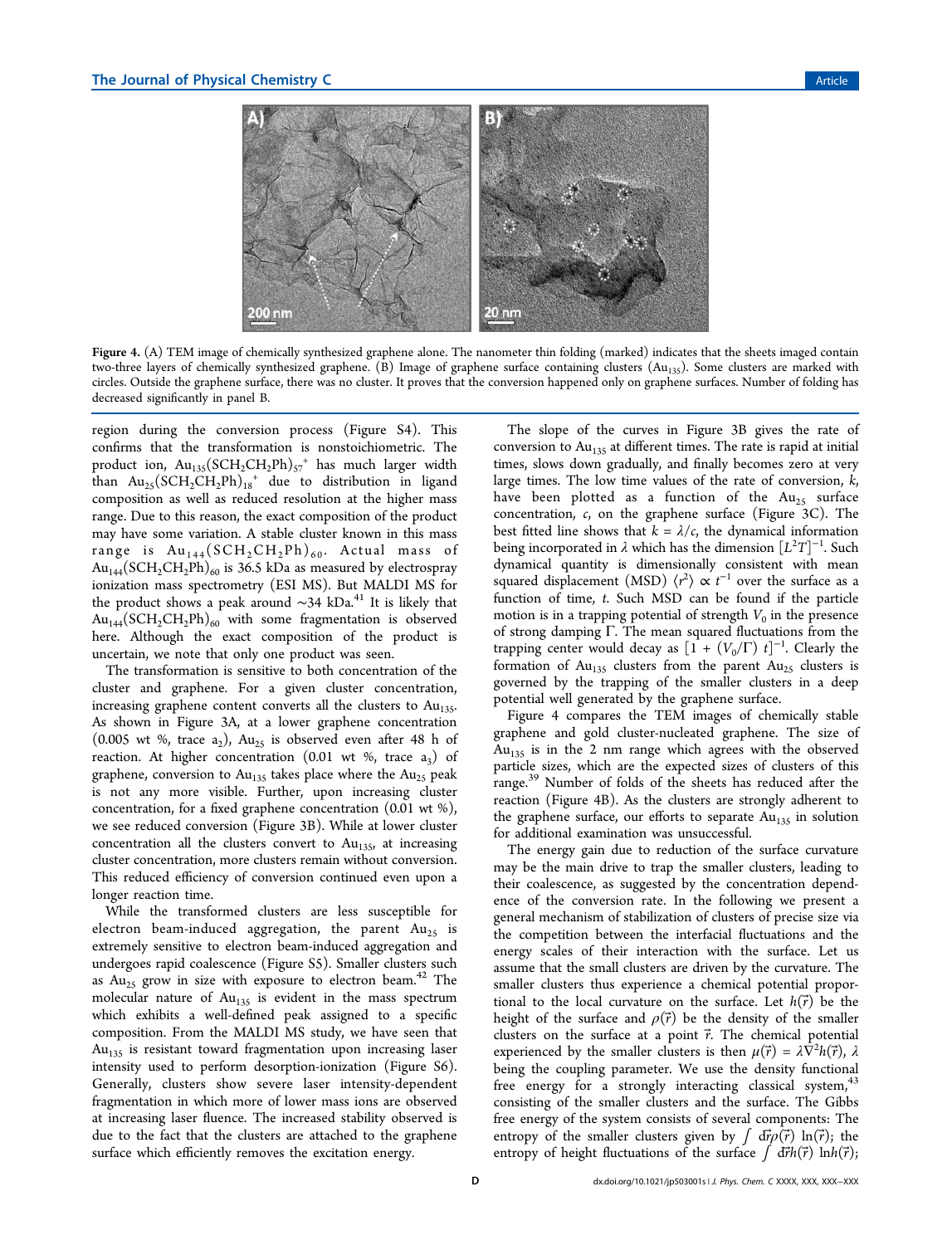Figure 4. (A) TEM image of chemically synthesized graphene alone. The nanometer thin folding (marked) indicates that the sheets imaged contain two-three layers of chemically synthesized graphene. (B) Image of graphene surface containing clusters ($Au_{135}$). Some clusters are marked with circles. Outside the graphene surface, there was no cluster. It proves that the conversion happened only on graphene surfaces. Number of folding has decreased significantly in panel B.

region during the conversion process (Figure S4). This confirms that the transformation is nonstoichiometric. The product ion, $Au_{135}(SCH_2CH_2Ph)_{57}^+$ has much larger width than $Au_{25}(SCH_2CH_2Ph)_{18}^+$ due to distribution in ligand composition as well as reduced resolution at the higher mass range. Due to this reason, the exact composition of the product may have some variation. A stable cluster known in this mass range is $Au_{144}(SCH_2CH_2Ph)_{60}$. Actual mass of $Au_{144}(SCH_2CH_2Ph)_{60}$ is 36.5 kDa as measured by electrospray ionization mass spectrometry (ESI MS). But MALDI MS for the product shows a peak around ~34 kDa.[41] It is likely that $Au_{144}(SCH_2CH_2Ph)_{60}$ with some fragmentation is observed here. Although the exact composition of the product is uncertain, we note that only one product was seen.

The transformation is sensitive to both concentration of the cluster and graphene. For a given cluster concentration, increasing graphene content converts all the clusters to $Au_{135}$. As shown in Figure 3A, at a lower graphene concentration (0.005 wt %, trace $a_2$), $Au_{25}$ is observed even after 48 h of reaction. At higher concentration (0.01 wt %, trace $a_3$) of graphene, conversion to $Au_{135}$ takes place where the $Au_{25}$ peak is not any more visible. Further, upon increasing cluster concentration, for a fixed graphene concentration (0.01 wt %), we see reduced conversion (Figure 3B). While at lower cluster concentration all the clusters convert to $Au_{135}$, at increasing cluster concentration, more clusters remain without conversion. This reduced efficiency of conversion continued even upon a longer reaction time.

While the transformed clusters are less susceptible for electron beam-induced aggregation, the parent $Au_{25}$ is extremely sensitive to electron beam-induced aggregation and undergoes rapid coalescence (Figure S5). Smaller clusters such as $Au_{25}$ grow in size with exposure to electron beam.[42] The molecular nature of $Au_{135}$ is evident in the mass spectrum which exhibits a well-defined peak assigned to a specific composition. From the MALDI MS study, we have seen that $Au_{135}$ is resistant toward fragmentation upon increasing laser intensity used to perform desorption-ionization (Figure S6). Generally, clusters show severe laser intensity-dependent fragmentation in which more of lower mass ions are observed at increasing laser fluence. The increased stability observed is due to the fact that the clusters are attached to the graphene surface which efficiently removes the excitation energy.

The slope of the curves in Figure 3B gives the rate of conversion to $Au_{135}$ at different times. The rate is rapid at initial times, slows down gradually, and finally becomes zero at very large times. The low time values of the rate of conversion, $k$, have been plotted as a function of the $Au_{25}$ surface concentration, $c$, on the graphene surface (Figure 3C). The best fitted line shows that $k = \lambda/c$, the dynamical information being incorporated in $\lambda$ which has the dimension $[L^2T]^{-1}$. Such dynamical quantity is dimensionally consistent with mean squared displacement (MSD) $\langle r^2 \rangle \propto t^{-1}$ over the surface as a function of time, $t$. Such MSD can be found if the particle motion is in a trapping potential of strength $V_0$ in the presence of strong damping $\Gamma$. The mean squared fluctuations from the trapping center would decay as $[1 + (V_0/\Gamma)\ t]^{-1}$. Clearly the formation of $Au_{135}$ clusters from the parent $Au_{25}$ clusters is governed by the trapping of the smaller clusters in a deep potential well generated by the graphene surface.

Figure 4 compares the TEM images of chemically stable graphene and gold cluster-nucleated graphene. The size of $Au_{135}$ is in the 2 nm range which agrees with the observed particle sizes, which are the expected sizes of clusters of this range.[39] Number of folds of the sheets has reduced after the reaction (Figure 4B). As the clusters are strongly adherent to the graphene surface, our efforts to separate $Au_{135}$ in solution for additional examination was unsuccessful.

The energy gain due to reduction of the surface curvature may be the main drive to trap the smaller clusters, leading to their coalescence, as suggested by the concentration dependence of the conversion rate. In the following we present a general mechanism of stabilization of clusters of precise size via the competition between the interfacial fluctuations and the energy scales of their interaction with the surface. Let us assume that the small clusters are driven by the curvature. The smaller clusters thus experience a chemical potential proportional to the local curvature on the surface. Let $h(\vec{r})$ be the height of the surface and $\rho(\vec{r})$ be the density of the smaller clusters on the surface at a point $\vec{r}$. The chemical potential experienced by the smaller clusters is then $\mu(\vec{r}) = \lambda \nabla^2 h(\vec{r})$, $\lambda$ being the coupling parameter. We use the density functional free energy for a strongly interacting classical system,[43] consisting of the smaller clusters and the surface. The Gibbs free energy of the system consists of several components: The entropy of the smaller clusters given by $\int d\vec{r} \rho(\vec{r})\ \ln(\vec{r})$; the entropy of height fluctuations of the surface $\int d\vec{r} h(\vec{r})\ \ln h(\vec{r})$;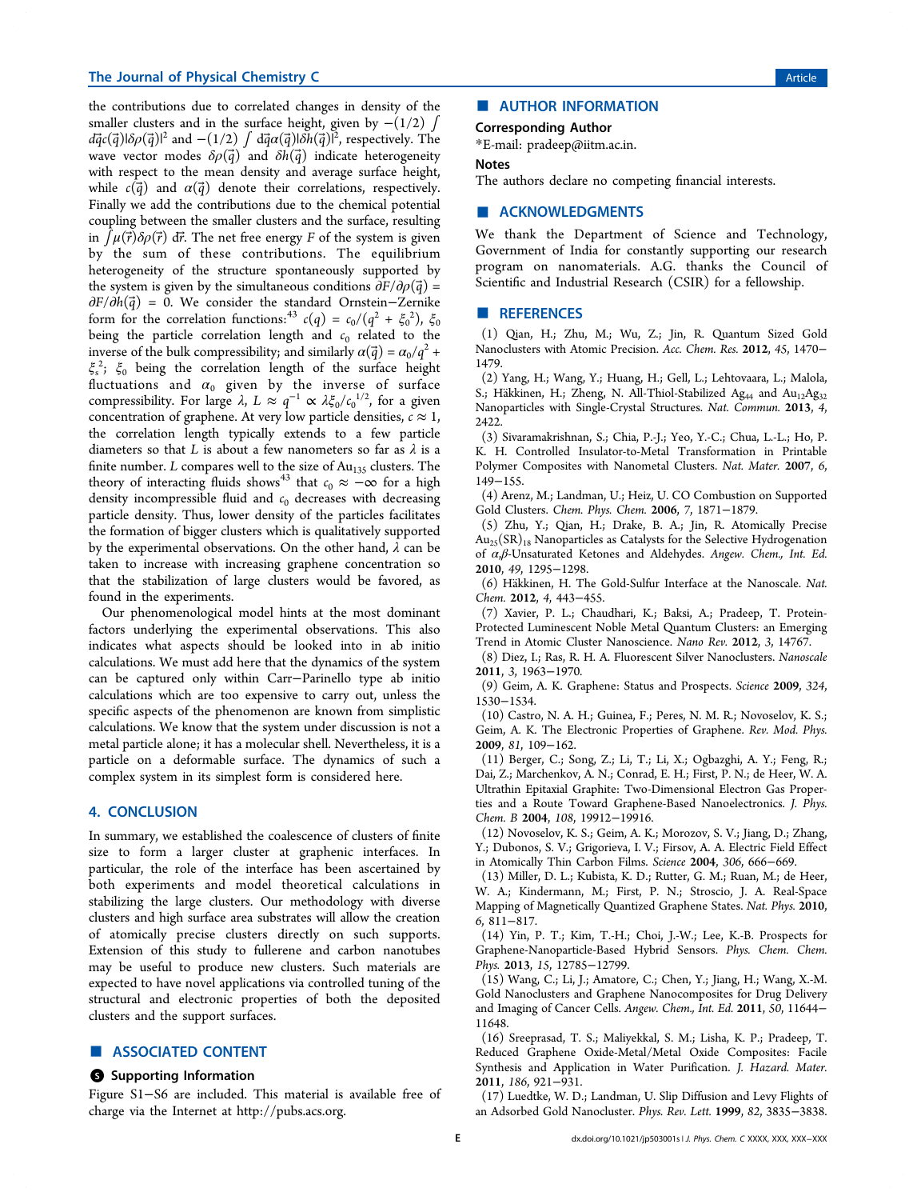the contributions due to correlated changes in density of the smaller clusters and in the surface height, given by $-(1/2)\int d\vec{q}c(\vec{q})|\delta\rho(\vec{q})|^2$ and $-(1/2)\int d\vec{q}\alpha(\vec{q})|\delta h(\vec{q})|^2$, respectively. The wave vector modes $\delta\rho(\vec{q})$ and $\delta h(\vec{q})$ indicate heterogeneity with respect to the mean density and average surface height, while $c(\vec{q})$ and $\alpha(\vec{q})$ denote their correlations, respectively. Finally we add the contributions due to the chemical potential coupling between the smaller clusters and the surface, resulting in $\int \mu(\vec{r})\delta\rho(\vec{r})\, d\vec{r}$. The net free energy $F$ of the system is given by the sum of these contributions. The equilibrium heterogeneity of the structure spontaneously supported by the system is given by the simultaneous conditions $\partial F/\partial\rho(\vec{q}) = \partial F/\partial h(\vec{q}) = 0$. We consider the standard Ornstein−Zernike form for the correlation functions:[43] $c(q) = c_0/(q^2 + \xi_0^2)$, $\xi_0$ being the particle correlation length and $c_0$ related to the inverse of the bulk compressibility; and similarly $\alpha(\vec{q}) = \alpha_0/q^2 + \xi_s^2$; $\xi_0$ being the correlation length of the surface height fluctuations and $\alpha_0$ given by the inverse of surface compressibility. For large $\lambda$, $L \approx q^{-1} \propto \lambda\xi_0/c_0^{1/2}$, for a given concentration of graphene. At very low particle densities, $c \approx 1$, the correlation length typically extends to a few particle diameters so that $L$ is about a few nanometers so far as $\lambda$ is a finite number. $L$ compares well to the size of $Au_{135}$ clusters. The theory of interacting fluids shows[43] that $c_0 \approx -\infty$ for a high density incompressible fluid and $c_0$ decreases with decreasing particle density. Thus, lower density of the particles facilitates the formation of bigger clusters which is qualitatively supported by the experimental observations. On the other hand, $\lambda$ can be taken to increase with increasing graphene concentration so that the stabilization of large clusters would be favored, as found in the experiments.

Our phenomenological model hints at the most dominant factors underlying the experimental observations. This also indicates what aspects should be looked into in ab initio calculations. We must add here that the dynamics of the system can be captured only within Carr−Parinello type ab initio calculations which are too expensive to carry out, unless the specific aspects of the phenomenon are known from simplistic calculations. We know that the system under discussion is not a metal particle alone; it has a molecular shell. Nevertheless, it is a particle on a deformable surface. The dynamics of such a complex system in its simplest form is considered here.

## 4. CONCLUSION

In summary, we established the coalescence of clusters of finite size to form a larger cluster at graphenic interfaces. In particular, the role of the interface has been ascertained by both experiments and model theoretical calculations in stabilizing the large clusters. Our methodology with diverse clusters and high surface area substrates will allow the creation of atomically precise clusters directly on such supports. Extension of this study to fullerene and carbon nanotubes may be useful to produce new clusters. Such materials are expected to have novel applications via controlled tuning of the structural and electronic properties of both the deposited clusters and the support surfaces.

## ■ ASSOCIATED CONTENT

### Supporting Information

Figure S1−S6 are included. This material is available free of charge via the Internet at http://pubs.acs.org.

## ■ AUTHOR INFORMATION

### Corresponding Author

*E-mail: pradeep@iitm.ac.in.

### Notes

The authors declare no competing financial interests.

## ■ ACKNOWLEDGMENTS

We thank the Department of Science and Technology, Government of India for constantly supporting our research program on nanomaterials. A.G. thanks the Council of Scientific and Industrial Research (CSIR) for a fellowship.

## ■ REFERENCES

(1) Qian, H.; Zhu, M.; Wu, Z.; Jin, R. Quantum Sized Gold Nanoclusters with Atomic Precision. *Acc. Chem. Res.* **2012**, *45*, 1470−1479.

(2) Yang, H.; Wang, Y.; Huang, H.; Gell, L.; Lehtovaara, L.; Malola, S.; Häkkinen, H.; Zheng, N. All-Thiol-Stabilized $Ag_{44}$ and $Au_{12}Ag_{32}$ Nanoparticles with Single-Crystal Structures. *Nat. Commun.* **2013**, *4*, 2422.

(3) Sivaramakrishnan, S.; Chia, P.-J.; Yeo, Y.-C.; Chua, L.-L.; Ho, P. K. H. Controlled Insulator-to-Metal Transformation in Printable Polymer Composites with Nanometal Clusters. *Nat. Mater.* **2007**, *6*, 149−155.

(4) Arenz, M.; Landman, U.; Heiz, U. CO Combustion on Supported Gold Clusters. *Chem. Phys. Chem.* **2006**, *7*, 1871−1879.

(5) Zhu, Y.; Qian, H.; Drake, B. A.; Jin, R. Atomically Precise $Au_{25}(SR)_{18}$ Nanoparticles as Catalysts for the Selective Hydrogenation of α,β-Unsaturated Ketones and Aldehydes. *Angew. Chem., Int. Ed.* **2010**, *49*, 1295−1298.

(6) Häkkinen, H. The Gold-Sulfur Interface at the Nanoscale. *Nat. Chem.* **2012**, *4*, 443−455.

(7) Xavier, P. L.; Chaudhari, K.; Baksi, A.; Pradeep, T. Protein-Protected Luminescent Noble Metal Quantum Clusters: an Emerging Trend in Atomic Cluster Nanoscience. *Nano Rev.* **2012**, *3*, 14767.

(8) Diez, I.; Ras, R. H. A. Fluorescent Silver Nanoclusters. *Nanoscale* **2011**, *3*, 1963−1970.

(9) Geim, A. K. Graphene: Status and Prospects. *Science* **2009**, *324*, 1530−1534.

(10) Castro, N. A. H.; Guinea, F.; Peres, N. M. R.; Novoselov, K. S.; Geim, A. K. The Electronic Properties of Graphene. *Rev. Mod. Phys.* **2009**, *81*, 109−162.

(11) Berger, C.; Song, Z.; Li, T.; Li, X.; Ogbazghi, A. Y.; Feng, R.; Dai, Z.; Marchenkov, A. N.; Conrad, E. H.; First, P. N.; de Heer, W. A. Ultrathin Epitaxial Graphite: Two-Dimensional Electron Gas Properties and a Route Toward Graphene-Based Nanoelectronics. *J. Phys. Chem. B* **2004**, *108*, 19912−19916.

(12) Novoselov, K. S.; Geim, A. K.; Morozov, S. V.; Jiang, D.; Zhang, Y.; Dubonos, S. V.; Grigorieva, I. V.; Firsov, A. A. Electric Field Effect in Atomically Thin Carbon Films. *Science* **2004**, *306*, 666−669.

(13) Miller, D. L.; Kubista, K. D.; Rutter, G. M.; Ruan, M.; de Heer, W. A.; Kindermann, M.; First, P. N.; Stroscio, J. A. Real-Space Mapping of Magnetically Quantized Graphene States. *Nat. Phys.* **2010**, *6*, 811−817.

(14) Yin, P. T.; Kim, T.-H.; Choi, J.-W.; Lee, K.-B. Prospects for Graphene-Nanoparticle-Based Hybrid Sensors. *Phys. Chem. Chem. Phys.* **2013**, *15*, 12785−12799.

(15) Wang, C.; Li, J.; Amatore, C.; Chen, Y.; Jiang, H.; Wang, X.-M. Gold Nanoclusters and Graphene Nanocomposites for Drug Delivery and Imaging of Cancer Cells. *Angew. Chem., Int. Ed.* **2011**, *50*, 11644−11648.

(16) Sreeprasad, T. S.; Maliyekkal, S. M.; Lisha, K. P.; Pradeep, T. Reduced Graphene Oxide-Metal/Metal Oxide Composites: Facile Synthesis and Application in Water Purification. *J. Hazard. Mater.* **2011**, *186*, 921−931.

(17) Luedtke, W. D.; Landman, U. Slip Diffusion and Levy Flights of an Adsorbed Gold Nanocluster. *Phys. Rev. Lett.* **1999**, *82*, 3835−3838.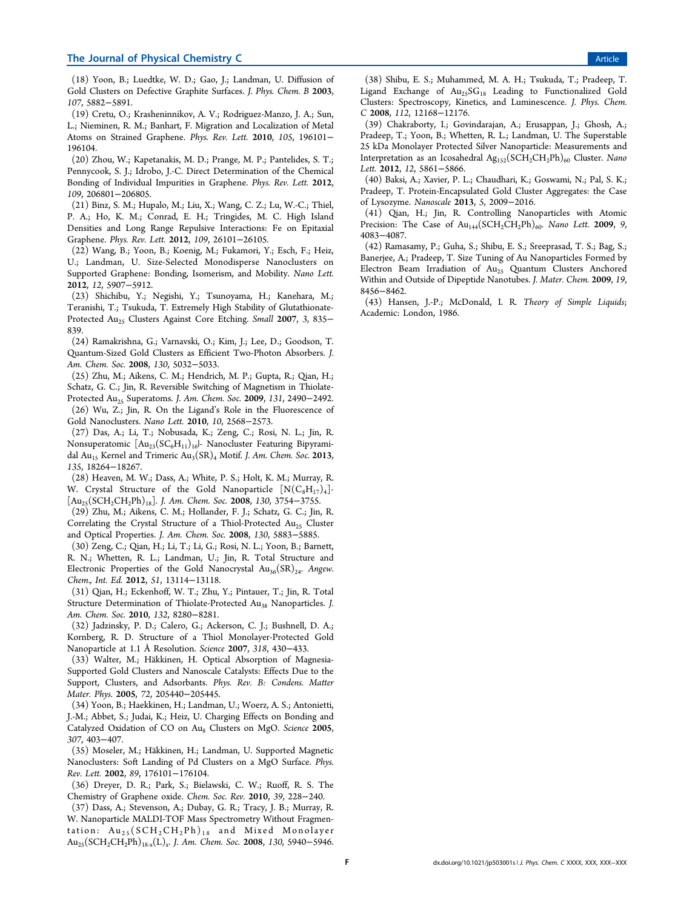(18) Yoon, B.; Luedtke, W. D.; Gao, J.; Landman, U. Diffusion of Gold Clusters on Defective Graphite Surfaces. *J. Phys. Chem. B* **2003**, *107*, 5882−5891.

(19) Cretu, O.; Krasheninnikov, A. V.; Rodriguez-Manzo, J. A.; Sun, L.; Nieminen, R. M.; Banhart, F. Migration and Localization of Metal Atoms on Strained Graphene. *Phys. Rev. Lett.* **2010**, *105*, 196101−196104.

(20) Zhou, W.; Kapetanakis, M. D.; Prange, M. P.; Pantelides, S. T.; Pennycook, S. J.; Idrobo, J.-C. Direct Determination of the Chemical Bonding of Individual Impurities in Graphene. *Phys. Rev. Lett.* **2012**, *109*, 206801−206805.

(21) Binz, S. M.; Hupalo, M.; Liu, X.; Wang, C. Z.; Lu, W.-C.; Thiel, P. A.; Ho, K. M.; Conrad, E. H.; Tringides, M. C. High Island Densities and Long Range Repulsive Interactions: Fe on Epitaxial Graphene. *Phys. Rev. Lett.* **2012**, *109*, 26101−26105.

(22) Wang, B.; Yoon, B.; Koenig, M.; Fukamori, Y.; Esch, F.; Heiz, U.; Landman, U. Size-Selected Monodisperse Nanoclusters on Supported Graphene: Bonding, Isomerism, and Mobility. *Nano Lett.* **2012**, *12*, 5907−5912.

(23) Shichibu, Y.; Negishi, Y.; Tsunoyama, H.; Kanehara, M.; Teranishi, T.; Tsukuda, T. Extremely High Stability of Glutathionate-Protected $Au_{25}$ Clusters Against Core Etching. *Small* **2007**, *3*, 835−839.

(24) Ramakrishna, G.; Varnavski, O.; Kim, J.; Lee, D.; Goodson, T. Quantum-Sized Gold Clusters as Efficient Two-Photon Absorbers. *J. Am. Chem. Soc.* **2008**, *130*, 5032−5033.

(25) Zhu, M.; Aikens, C. M.; Hendrich, M. P.; Gupta, R.; Qian, H.; Schatz, G. C.; Jin, R. Reversible Switching of Magnetism in Thiolate-Protected $Au_{25}$ Superatoms. *J. Am. Chem. Soc.* **2009**, *131*, 2490−2492.

(26) Wu, Z.; Jin, R. On the Ligand's Role in the Fluorescence of Gold Nanoclusters. *Nano Lett.* **2010**, *10*, 2568−2573.

(27) Das, A.; Li, T.; Nobusada, K.; Zeng, C.; Rosi, N. L.; Jin, R. Nonsuperatomic $[Au_{23}(SC_6H_{11})_{16}]^-$ Nanocluster Featuring Bipyramidal $Au_{15}$ Kernel and Trimeric $Au_3(SR)_4$ Motif. *J. Am. Chem. Soc.* **2013**, *135*, 18264−18267.

(28) Heaven, M. W.; Dass, A.; White, P. S.; Holt, K. M.; Murray, R. W. Crystal Structure of the Gold Nanoparticle $[N(C_8H_{17})_4][Au_{25}(SCH_2CH_2Ph)_{18}]$. *J. Am. Chem. Soc.* **2008**, *130*, 3754−3755.

(29) Zhu, M.; Aikens, C. M.; Hollander, F. J.; Schatz, G. C.; Jin, R. Correlating the Crystal Structure of a Thiol-Protected $Au_{25}$ Cluster and Optical Properties. *J. Am. Chem. Soc.* **2008**, *130*, 5883−5885.

(30) Zeng, C.; Qian, H.; Li, T.; Li, G.; Rosi, N. L.; Yoon, B.; Barnett, R. N.; Whetten, R. L.; Landman, U.; Jin, R. Total Structure and Electronic Properties of the Gold Nanocrystal $Au_{36}(SR)_{24}$. *Angew. Chem., Int. Ed.* **2012**, *51*, 13114−13118.

(31) Qian, H.; Eckenhoff, W. T.; Zhu, Y.; Pintauer, T.; Jin, R. Total Structure Determination of Thiolate-Protected $Au_{38}$ Nanoparticles. *J. Am. Chem. Soc.* **2010**, *132*, 8280−8281.

(32) Jadzinsky, P. D.; Calero, G.; Ackerson, C. J.; Bushnell, D. A.; Kornberg, R. D. Structure of a Thiol Monolayer-Protected Gold Nanoparticle at 1.1 Å Resolution. *Science* **2007**, *318*, 430−433.

(33) Walter, M.; Häkkinen, H. Optical Absorption of Magnesia-Supported Gold Clusters and Nanoscale Catalysts: Effects Due to the Support, Clusters, and Adsorbants. *Phys. Rev. B: Condens. Matter Mater. Phys.* **2005**, *72*, 205440−205445.

(34) Yoon, B.; Haekkinen, H.; Landman, U.; Woerz, A. S.; Antonietti, J.-M.; Abbet, S.; Judai, K.; Heiz, U. Charging Effects on Bonding and Catalyzed Oxidation of CO on $Au_8$ Clusters on MgO. *Science* **2005**, *307*, 403−407.

(35) Moseler, M.; Häkkinen, H.; Landman, U. Supported Magnetic Nanoclusters: Soft Landing of Pd Clusters on a MgO Surface. *Phys. Rev. Lett.* **2002**, *89*, 176101−176104.

(36) Dreyer, D. R.; Park, S.; Bielawski, C. W.; Ruoff, R. S. The Chemistry of Graphene oxide. *Chem. Soc. Rev.* **2010**, *39*, 228−240.

(37) Dass, A.; Stevenson, A.; Dubay, G. R.; Tracy, J. B.; Murray, R. W. Nanoparticle MALDI-TOF Mass Spectrometry Without Fragmentation: $Au_{25}(SCH_2CH_2Ph)_{18}$ and Mixed Monolayer $Au_{25}(SCH_2CH_2Ph)_{18-x}(L)_x$. *J. Am. Chem. Soc.* **2008**, *130*, 5940−5946.

(38) Shibu, E. S.; Muhammed, M. A. H.; Tsukuda, T.; Pradeep, T. Ligand Exchange of $Au_{25}SG_{18}$ Leading to Functionalized Gold Clusters: Spectroscopy, Kinetics, and Luminescence. *J. Phys. Chem. C* **2008**, *112*, 12168−12176.

(39) Chakraborty, I.; Govindarajan, A.; Erusappan, J.; Ghosh, A.; Pradeep, T.; Yoon, B.; Whetten, R. L.; Landman, U. The Superstable 25 kDa Monolayer Protected Silver Nanoparticle: Measurements and Interpretation as an Icosahedral $Ag_{152}(SCH_2CH_2Ph)_{60}$ Cluster. *Nano Lett.* **2012**, *12*, 5861−5866.

(40) Baksi, A.; Xavier, P. L.; Chaudhari, K.; Goswami, N.; Pal, S. K.; Pradeep, T. Protein-Encapsulated Gold Cluster Aggregates: the Case of Lysozyme. *Nanoscale* **2013**, *5*, 2009−2016.

(41) Qian, H.; Jin, R. Controlling Nanoparticles with Atomic Precision: The Case of $Au_{144}(SCH_2CH_2Ph)_{60}$. *Nano Lett.* **2009**, *9*, 4083−4087.

(42) Ramasamy, P.; Guha, S.; Shibu, E. S.; Sreeprasad, T. S.; Bag, S.; Banerjee, A.; Pradeep, T. Size Tuning of Au Nanoparticles Formed by Electron Beam Irradiation of $Au_{25}$ Quantum Clusters Anchored Within and Outside of Dipeptide Nanotubes. *J. Mater. Chem.* **2009**, *19*, 8456−8462.

(43) Hansen, J.-P.; McDonald, I. R. *Theory of Simple Liquids*; Academic: London, 1986.